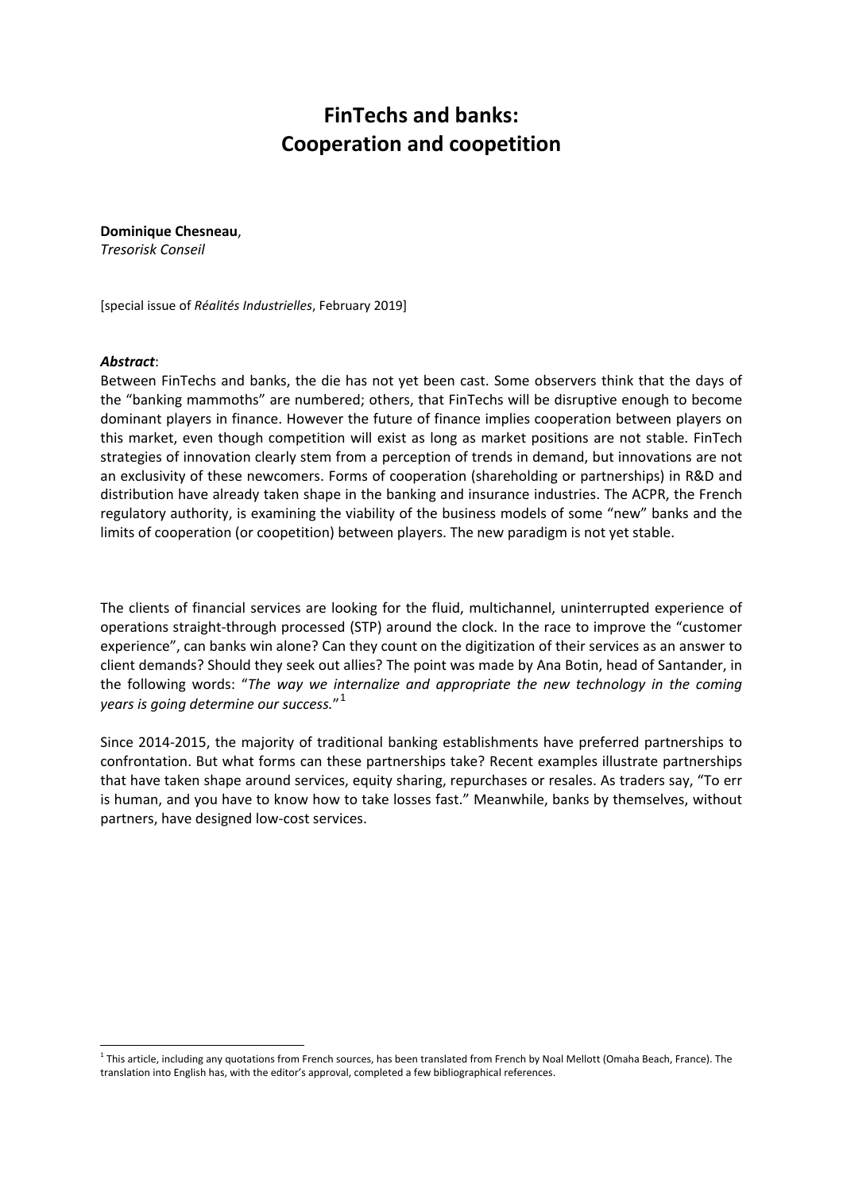# FinTechs and banks: Cooperation and coopetition

**Dominique Chesneau**,
*Tresorisk Conseil*

[special issue of *Réalités Industrielles*, February 2019]

***Abstract***:
Between FinTechs and banks, the die has not yet been cast. Some observers think that the days of the "banking mammoths" are numbered; others, that FinTechs will be disruptive enough to become dominant players in finance. However the future of finance implies cooperation between players on this market, even though competition will exist as long as market positions are not stable. FinTech strategies of innovation clearly stem from a perception of trends in demand, but innovations are not an exclusivity of these newcomers. Forms of cooperation (shareholding or partnerships) in R&D and distribution have already taken shape in the banking and insurance industries. The ACPR, the French regulatory authority, is examining the viability of the business models of some "new" banks and the limits of cooperation (or coopetition) between players. The new paradigm is not yet stable.

The clients of financial services are looking for the fluid, multichannel, uninterrupted experience of operations straight-through processed (STP) around the clock. In the race to improve the "customer experience", can banks win alone? Can they count on the digitization of their services as an answer to client demands? Should they seek out allies? The point was made by Ana Botin, head of Santander, in the following words: "*The way we internalize and appropriate the new technology in the coming years is going determine our success.*"[1]

Since 2014-2015, the majority of traditional banking establishments have preferred partnerships to confrontation. But what forms can these partnerships take? Recent examples illustrate partnerships that have taken shape around services, equity sharing, repurchases or resales. As traders say, "To err is human, and you have to know how to take losses fast." Meanwhile, banks by themselves, without partners, have designed low-cost services.

[1] This article, including any quotations from French sources, has been translated from French by Noal Mellott (Omaha Beach, France). The translation into English has, with the editor's approval, completed a few bibliographical references.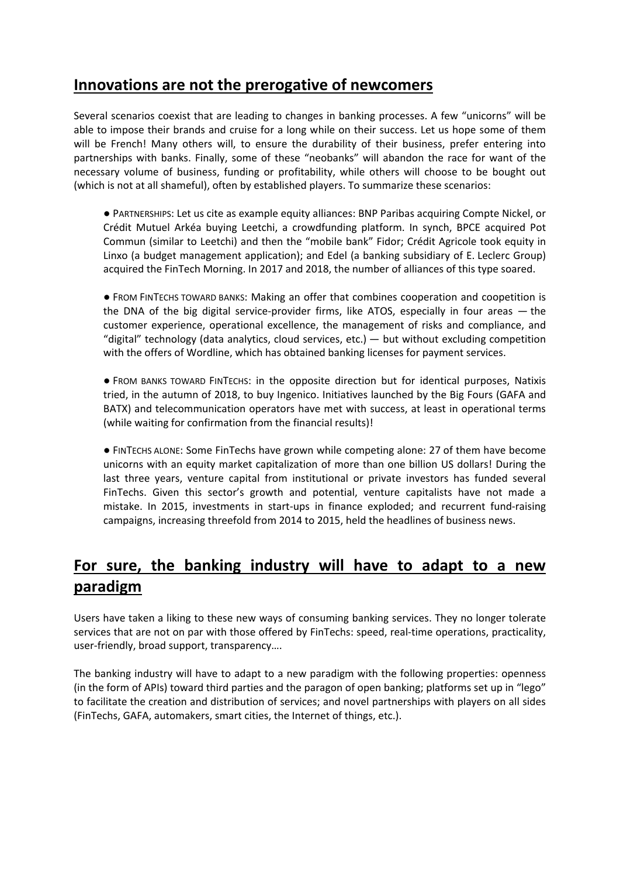## Innovations are not the prerogative of newcomers

Several scenarios coexist that are leading to changes in banking processes. A few "unicorns" will be able to impose their brands and cruise for a long while on their success. Let us hope some of them will be French! Many others will, to ensure the durability of their business, prefer entering into partnerships with banks. Finally, some of these "neobanks" will abandon the race for want of the necessary volume of business, funding or profitability, while others will choose to be bought out (which is not at all shameful), often by established players. To summarize these scenarios:

- PARTNERSHIPS: Let us cite as example equity alliances: BNP Paribas acquiring Compte Nickel, or Crédit Mutuel Arkéa buying Leetchi, a crowdfunding platform. In synch, BPCE acquired Pot Commun (similar to Leetchi) and then the "mobile bank" Fidor; Crédit Agricole took equity in Linxo (a budget management application); and Edel (a banking subsidiary of E. Leclerc Group) acquired the FinTech Morning. In 2017 and 2018, the number of alliances of this type soared.

- FROM FINTECHS TOWARD BANKS: Making an offer that combines cooperation and coopetition is the DNA of the big digital service-provider firms, like ATOS, especially in four areas — the customer experience, operational excellence, the management of risks and compliance, and "digital" technology (data analytics, cloud services, etc.) — but without excluding competition with the offers of Wordline, which has obtained banking licenses for payment services.

- FROM BANKS TOWARD FINTECHS: in the opposite direction but for identical purposes, Natixis tried, in the autumn of 2018, to buy Ingenico. Initiatives launched by the Big Fours (GAFA and BATX) and telecommunication operators have met with success, at least in operational terms (while waiting for confirmation from the financial results)!

- FINTECHS ALONE: Some FinTechs have grown while competing alone: 27 of them have become unicorns with an equity market capitalization of more than one billion US dollars! During the last three years, venture capital from institutional or private investors has funded several FinTechs. Given this sector's growth and potential, venture capitalists have not made a mistake. In 2015, investments in start-ups in finance exploded; and recurrent fund-raising campaigns, increasing threefold from 2014 to 2015, held the headlines of business news.

## For sure, the banking industry will have to adapt to a new paradigm

Users have taken a liking to these new ways of consuming banking services. They no longer tolerate services that are not on par with those offered by FinTechs: speed, real-time operations, practicality, user-friendly, broad support, transparency….

The banking industry will have to adapt to a new paradigm with the following properties: openness (in the form of APIs) toward third parties and the paragon of open banking; platforms set up in "lego" to facilitate the creation and distribution of services; and novel partnerships with players on all sides (FinTechs, GAFA, automakers, smart cities, the Internet of things, etc.).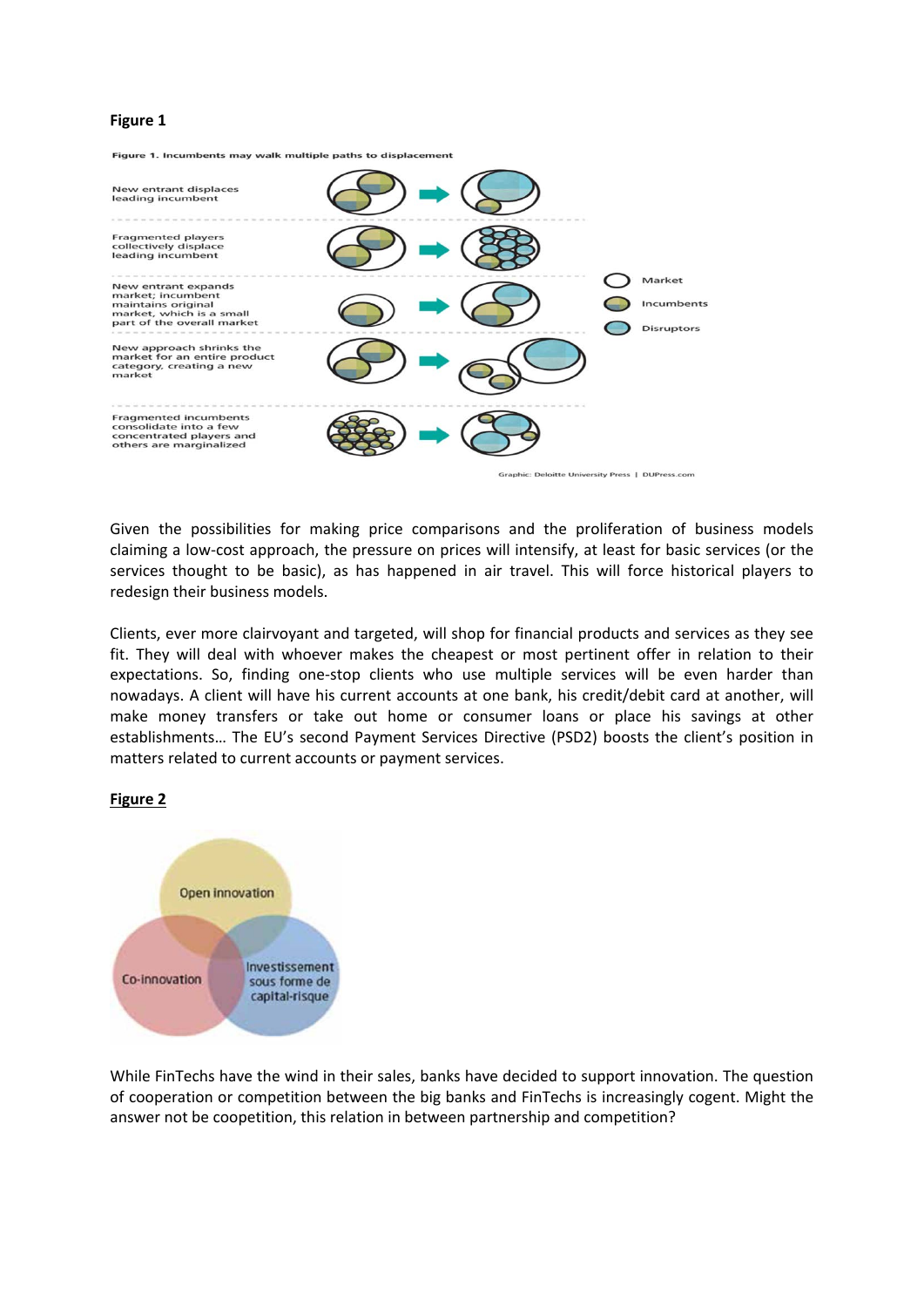**Figure 1**

Figure 1. Incumbents may walk multiple paths to displacement

| | |
|---|---|
| New entrant displaces leading incumbent | |
| Fragmented players collectively displace leading incumbent | |
| New entrant expands market; incumbent maintains original market, which is a small part of the overall market | |
| New approach shrinks the market for an entire product category, creating a new market | |
| Fragmented incumbents consolidate into a few concentrated players and others are marginalized | |

Market
Incumbents
Disruptors

Graphic: Deloitte University Press | DUPress.com

Given the possibilities for making price comparisons and the proliferation of business models claiming a low-cost approach, the pressure on prices will intensify, at least for basic services (or the services thought to be basic), as has happened in air travel. This will force historical players to redesign their business models.

Clients, ever more clairvoyant and targeted, will shop for financial products and services as they see fit. They will deal with whoever makes the cheapest or most pertinent offer in relation to their expectations. So, finding one-stop clients who use multiple services will be even harder than nowadays. A client will have his current accounts at one bank, his credit/debit card at another, will make money transfers or take out home or consumer loans or place his savings at other establishments… The EU's second Payment Services Directive (PSD2) boosts the client's position in matters related to current accounts or payment services.

**Figure 2**

Open innovation

Co-innovation

Investissement sous forme de capital-risque

While FinTechs have the wind in their sales, banks have decided to support innovation. The question of cooperation or competition between the big banks and FinTechs is increasingly cogent. Might the answer not be coopetition, this relation in between partnership and competition?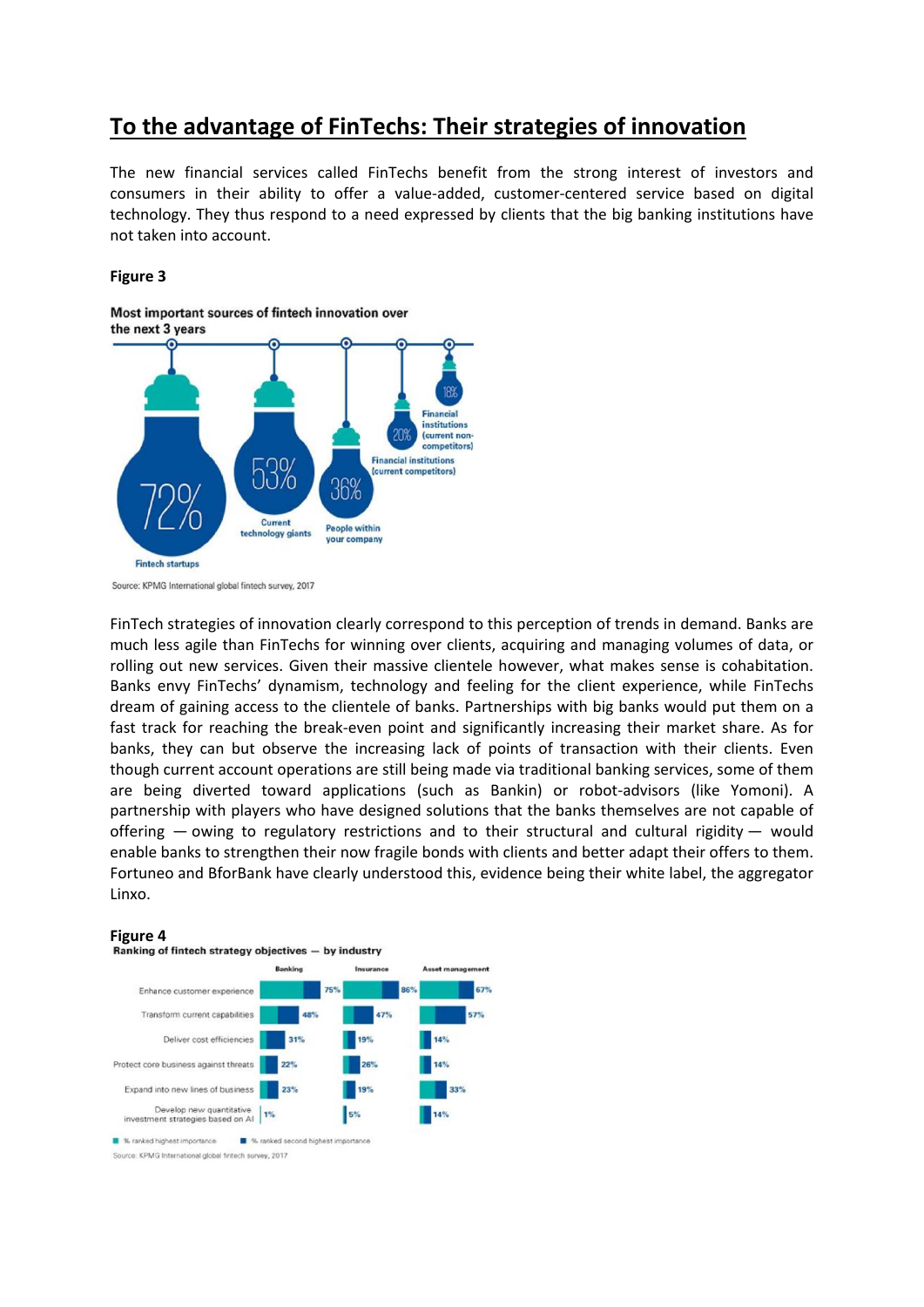# To the advantage of FinTechs: Their strategies of innovation

The new financial services called FinTechs benefit from the strong interest of investors and consumers in their ability to offer a value-added, customer-centered service based on digital technology. They thus respond to a need expressed by clients that the big banking institutions have not taken into account.

**Figure 3**

**Most important sources of fintech innovation over the next 3 years**

- 72% Fintech startups
- 53% Current technology giants
- 36% People within your company
- 20% Financial institutions (current competitors)
- 18% Financial institutions (current non-competitors)

Source: KPMG International global fintech survey, 2017

FinTech strategies of innovation clearly correspond to this perception of trends in demand. Banks are much less agile than FinTechs for winning over clients, acquiring and managing volumes of data, or rolling out new services. Given their massive clientele however, what makes sense is cohabitation. Banks envy FinTechs' dynamism, technology and feeling for the client experience, while FinTechs dream of gaining access to the clientele of banks. Partnerships with big banks would put them on a fast track for reaching the break-even point and significantly increasing their market share. As for banks, they can but observe the increasing lack of points of transaction with their clients. Even though current account operations are still being made via traditional banking services, some of them are being diverted toward applications (such as Bankin) or robot-advisors (like Yomoni). A partnership with players who have designed solutions that the banks themselves are not capable of offering — owing to regulatory restrictions and to their structural and cultural rigidity — would enable banks to strengthen their now fragile bonds with clients and better adapt their offers to them. Fortuneo and BforBank have clearly understood this, evidence being their white label, the aggregator Linxo.

**Figure 4**

**Ranking of fintech strategy objectives — by industry**

| | Banking | Insurance | Asset management |
|---|---|---|---|
| Enhance customer experience | 75% | 86% | 67% |
| Transform current capabilities | 48% | 47% | 57% |
| Deliver cost efficiencies | 31% | 19% | 14% |
| Protect core business against threats | 22% | 26% | 14% |
| Expand into new lines of business | 23% | 19% | 33% |
| Develop new quantitative investment strategies based on AI | 1% | 5% | 14% |

■ % ranked highest importance ■ % ranked second highest importance

Source: KPMG International global fintech survey, 2017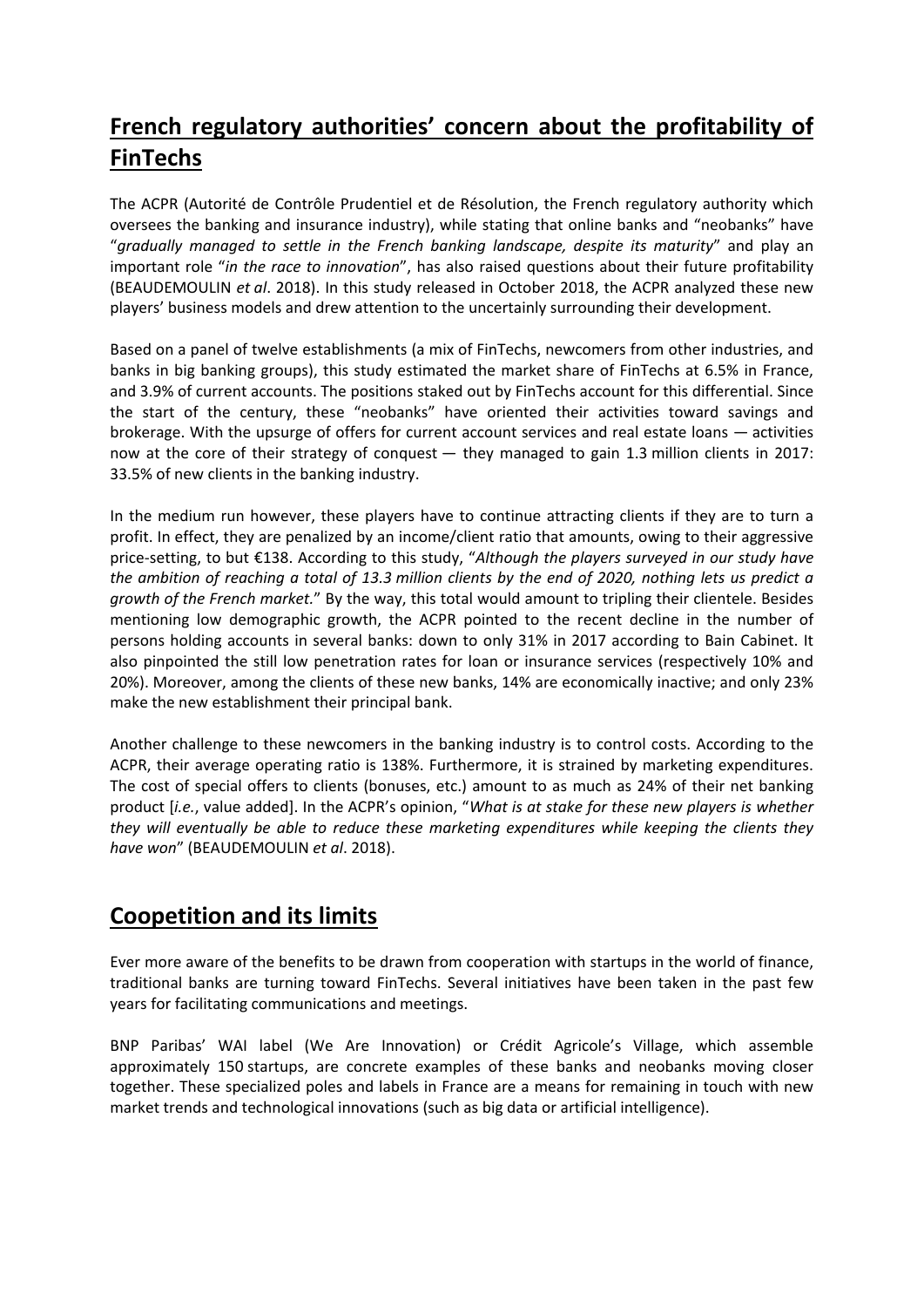## French regulatory authorities' concern about the profitability of FinTechs

The ACPR (Autorité de Contrôle Prudentiel et de Résolution, the French regulatory authority which oversees the banking and insurance industry), while stating that online banks and "neobanks" have "*gradually managed to settle in the French banking landscape, despite its maturity*" and play an important role "*in the race to innovation*", has also raised questions about their future profitability (BEAUDEMOULIN *et al*. 2018). In this study released in October 2018, the ACPR analyzed these new players' business models and drew attention to the uncertainly surrounding their development.

Based on a panel of twelve establishments (a mix of FinTechs, newcomers from other industries, and banks in big banking groups), this study estimated the market share of FinTechs at 6.5% in France, and 3.9% of current accounts. The positions staked out by FinTechs account for this differential. Since the start of the century, these "neobanks" have oriented their activities toward savings and brokerage. With the upsurge of offers for current account services and real estate loans — activities now at the core of their strategy of conquest — they managed to gain 1.3 million clients in 2017: 33.5% of new clients in the banking industry.

In the medium run however, these players have to continue attracting clients if they are to turn a profit. In effect, they are penalized by an income/client ratio that amounts, owing to their aggressive price-setting, to but €138. According to this study, "*Although the players surveyed in our study have the ambition of reaching a total of 13.3 million clients by the end of 2020, nothing lets us predict a growth of the French market.*" By the way, this total would amount to tripling their clientele. Besides mentioning low demographic growth, the ACPR pointed to the recent decline in the number of persons holding accounts in several banks: down to only 31% in 2017 according to Bain Cabinet. It also pinpointed the still low penetration rates for loan or insurance services (respectively 10% and 20%). Moreover, among the clients of these new banks, 14% are economically inactive; and only 23% make the new establishment their principal bank.

Another challenge to these newcomers in the banking industry is to control costs. According to the ACPR, their average operating ratio is 138%. Furthermore, it is strained by marketing expenditures. The cost of special offers to clients (bonuses, etc.) amount to as much as 24% of their net banking product [*i.e.*, value added]. In the ACPR's opinion, "*What is at stake for these new players is whether they will eventually be able to reduce these marketing expenditures while keeping the clients they have won*" (BEAUDEMOULIN *et al*. 2018).

## Coopetition and its limits

Ever more aware of the benefits to be drawn from cooperation with startups in the world of finance, traditional banks are turning toward FinTechs. Several initiatives have been taken in the past few years for facilitating communications and meetings.

BNP Paribas' WAI label (We Are Innovation) or Crédit Agricole's Village, which assemble approximately 150 startups, are concrete examples of these banks and neobanks moving closer together. These specialized poles and labels in France are a means for remaining in touch with new market trends and technological innovations (such as big data or artificial intelligence).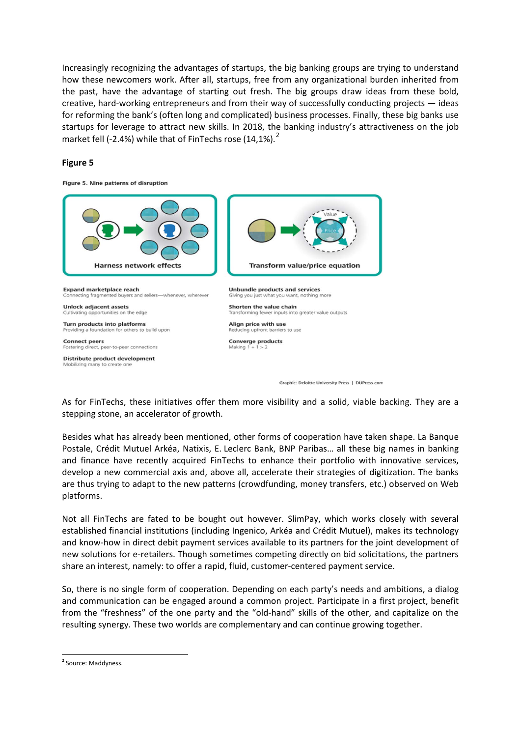Increasingly recognizing the advantages of startups, the big banking groups are trying to understand how these newcomers work. After all, startups, free from any organizational burden inherited from the past, have the advantage of starting out fresh. The big groups draw ideas from these bold, creative, hard-working entrepreneurs and from their way of successfully conducting projects — ideas for reforming the bank's (often long and complicated) business processes. Finally, these big banks use startups for leverage to attract new skills. In 2018, the banking industry's attractiveness on the job market fell (-2.4%) while that of FinTechs rose (14,1%).[2]

**Figure 5**

Figure 5. Nine patterns of disruption

**Harness network effects**

**Transform value/price equation**

**Expand marketplace reach**
Connecting fragmented buyers and sellers—whenever, wherever

**Unlock adjacent assets**
Cultivating opportunities on the edge

**Turn products into platforms**
Providing a foundation for others to build upon

**Connect peers**
Fostering direct, peer-to-peer connections

**Distribute product development**
Mobilizing many to create one

**Unbundle products and services**
Giving you just what you want, nothing more

**Shorten the value chain**
Transforming fewer inputs into greater value outputs

**Align price with use**
Reducing upfront barriers to use

**Converge products**
Making 1 + 1 > 2

Graphic: Deloitte University Press | DUPress.com

As for FinTechs, these initiatives offer them more visibility and a solid, viable backing. They are a stepping stone, an accelerator of growth.

Besides what has already been mentioned, other forms of cooperation have taken shape. La Banque Postale, Crédit Mutuel Arkéa, Natixis, E. Leclerc Bank, BNP Paribas… all these big names in banking and finance have recently acquired FinTechs to enhance their portfolio with innovative services, develop a new commercial axis and, above all, accelerate their strategies of digitization. The banks are thus trying to adapt to the new patterns (crowdfunding, money transfers, etc.) observed on Web platforms.

Not all FinTechs are fated to be bought out however. SlimPay, which works closely with several established financial institutions (including Ingenico, Arkéa and Crédit Mutuel), makes its technology and know-how in direct debit payment services available to its partners for the joint development of new solutions for e-retailers. Though sometimes competing directly on bid solicitations, the partners share an interest, namely: to offer a rapid, fluid, customer-centered payment service.

So, there is no single form of cooperation. Depending on each party's needs and ambitions, a dialog and communication can be engaged around a common project. Participate in a first project, benefit from the "freshness" of the one party and the "old-hand" skills of the other, and capitalize on the resulting synergy. These two worlds are complementary and can continue growing together.

---

[2] Source: Maddyness.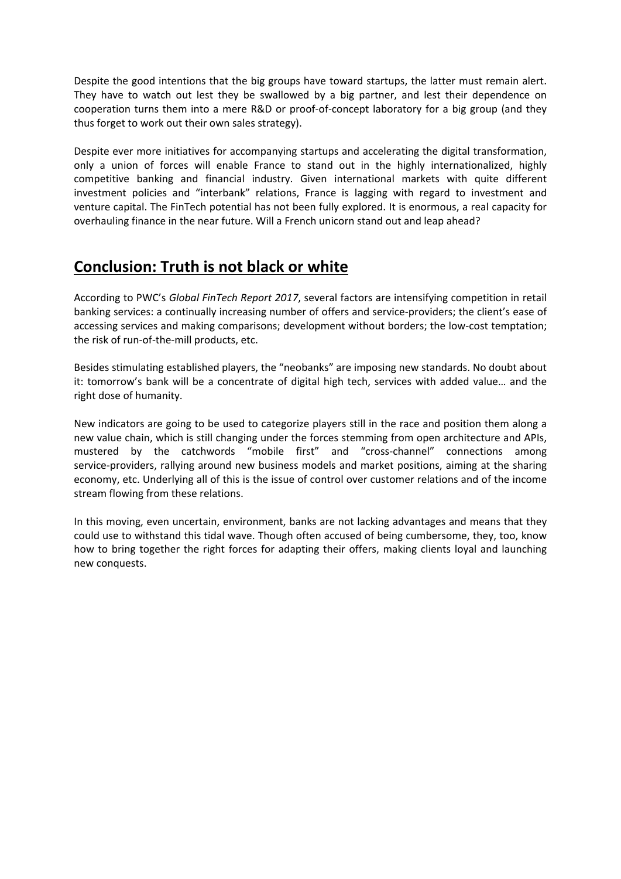Despite the good intentions that the big groups have toward startups, the latter must remain alert. They have to watch out lest they be swallowed by a big partner, and lest their dependence on cooperation turns them into a mere R&D or proof-of-concept laboratory for a big group (and they thus forget to work out their own sales strategy).

Despite ever more initiatives for accompanying startups and accelerating the digital transformation, only a union of forces will enable France to stand out in the highly internationalized, highly competitive banking and financial industry. Given international markets with quite different investment policies and "interbank" relations, France is lagging with regard to investment and venture capital. The FinTech potential has not been fully explored. It is enormous, a real capacity for overhauling finance in the near future. Will a French unicorn stand out and leap ahead?

## Conclusion: Truth is not black or white

According to PWC's *Global FinTech Report 2017*, several factors are intensifying competition in retail banking services: a continually increasing number of offers and service-providers; the client's ease of accessing services and making comparisons; development without borders; the low-cost temptation; the risk of run-of-the-mill products, etc.

Besides stimulating established players, the "neobanks" are imposing new standards. No doubt about it: tomorrow's bank will be a concentrate of digital high tech, services with added value… and the right dose of humanity.

New indicators are going to be used to categorize players still in the race and position them along a new value chain, which is still changing under the forces stemming from open architecture and APIs, mustered by the catchwords "mobile first" and "cross-channel" connections among service-providers, rallying around new business models and market positions, aiming at the sharing economy, etc. Underlying all of this is the issue of control over customer relations and of the income stream flowing from these relations.

In this moving, even uncertain, environment, banks are not lacking advantages and means that they could use to withstand this tidal wave. Though often accused of being cumbersome, they, too, know how to bring together the right forces for adapting their offers, making clients loyal and launching new conquests.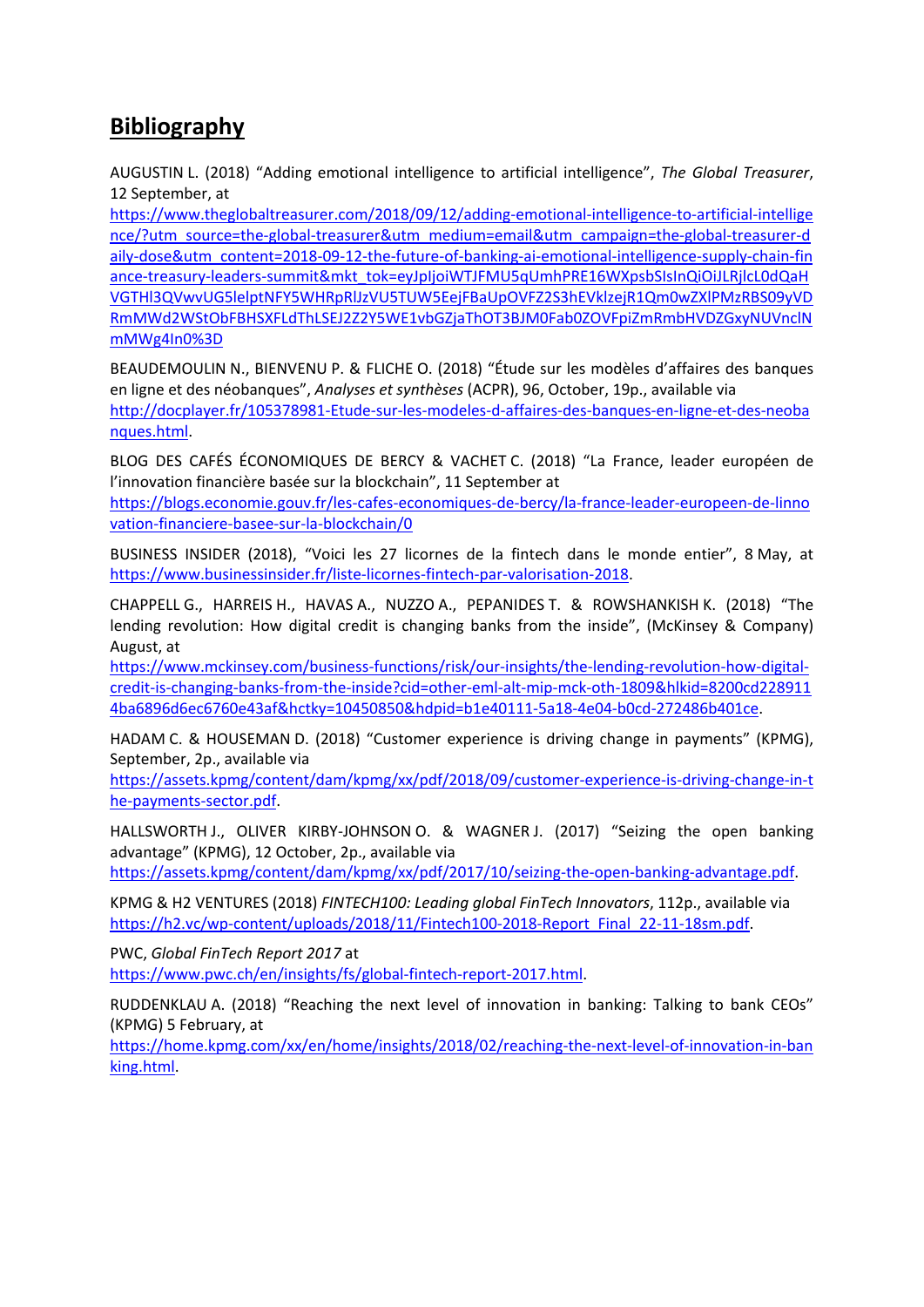# Bibliography

AUGUSTIN L. (2018) “Adding emotional intelligence to artificial intelligence”, *The Global Treasurer*, 12 September, at https://www.theglobaltreasurer.com/2018/09/12/adding-emotional-intelligence-to-artificial-intelligence/?utm_source=the-global-treasurer&utm_medium=email&utm_campaign=the-global-treasurer-daily-dose&utm_content=2018-09-12-the-future-of-banking-ai-emotional-intelligence-supply-chain-finance-treasury-leaders-summit&mkt_tok=eyJpIjoiWTJFMU5qUmhPRE16WXpsbSIsInQiOiJLRjlcL0dQaHVGTHl3QVwvUG5leIptNFY5WHRpRlJzVU5TUW5EejFBaUpOVFZ2S3hEVklzejR1Qm0wZXlPMzRBS09yVDRmMWd2WStObFBHSXFLdThLSEJ2Z2Y5WE1vbGZjaThOT3BJM0Fab0ZOVFpiZmRmbHVDZGxyNUVnclNmMWg4In0%3D

BEAUDEMOULIN N., BIENVENU P. & FLICHE O. (2018) “Étude sur les modèles d’affaires des banques en ligne et des néobanques”, *Analyses et synthèses* (ACPR), 96, October, 19p., available via http://docplayer.fr/105378981-Etude-sur-les-modeles-d-affaires-des-banques-en-ligne-et-des-neobanques.html.

BLOG DES CAFÉS ÉCONOMIQUES DE BERCY & VACHET C. (2018) “La France, leader européen de l’innovation financière basée sur la blockchain”, 11 September at https://blogs.economie.gouv.fr/les-cafes-economiques-de-bercy/la-france-leader-europeen-de-linnovation-financiere-basee-sur-la-blockchain/0

BUSINESS INSIDER (2018), “Voici les 27 licornes de la fintech dans le monde entier”, 8 May, at https://www.businessinsider.fr/liste-licornes-fintech-par-valorisation-2018.

CHAPPELL G., HARREIS H., HAVAS A., NUZZO A., PEPANIDES T. & ROWSHANKISH K. (2018) “The lending revolution: How digital credit is changing banks from the inside”, (McKinsey & Company) August, at https://www.mckinsey.com/business-functions/risk/our-insights/the-lending-revolution-how-digital-credit-is-changing-banks-from-the-inside?cid=other-eml-alt-mip-mck-oth-1809&hlkid=8200cd2289114ba6896d6ec6760e43af&hctky=10450850&hdpid=b1e40111-5a18-4e04-b0cd-272486b401ce.

HADAM C. & HOUSEMAN D. (2018) “Customer experience is driving change in payments” (KPMG), September, 2p., available via https://assets.kpmg/content/dam/kpmg/xx/pdf/2018/09/customer-experience-is-driving-change-in-the-payments-sector.pdf.

HALLSWORTH J., OLIVER KIRBY-JOHNSON O. & WAGNER J. (2017) “Seizing the open banking advantage” (KPMG), 12 October, 2p., available via https://assets.kpmg/content/dam/kpmg/xx/pdf/2017/10/seizing-the-open-banking-advantage.pdf.

KPMG & H2 VENTURES (2018) *FINTECH100: Leading global FinTech Innovators*, 112p., available via https://h2.vc/wp-content/uploads/2018/11/Fintech100-2018-Report_Final_22-11-18sm.pdf.

PWC, *Global FinTech Report 2017* at https://www.pwc.ch/en/insights/fs/global-fintech-report-2017.html.

RUDDENKLAU A. (2018) “Reaching the next level of innovation in banking: Talking to bank CEOs” (KPMG) 5 February, at https://home.kpmg.com/xx/en/home/insights/2018/02/reaching-the-next-level-of-innovation-in-banking.html.